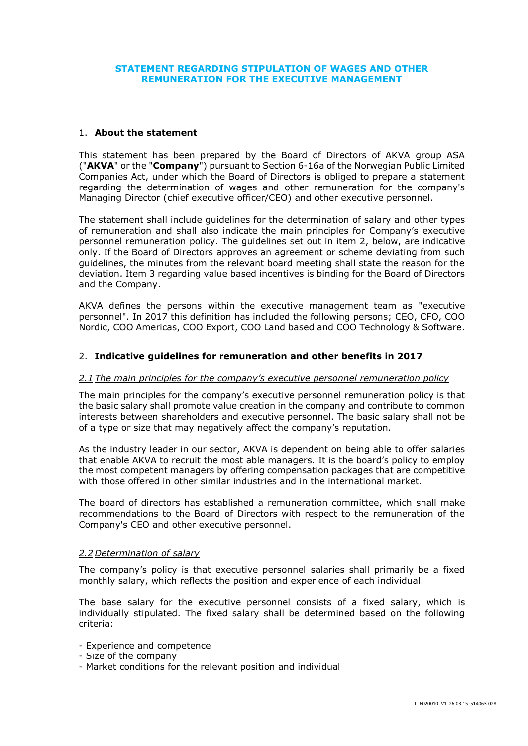# STATEMENT REGARDING STIPULATION OF WAGES AND OTHER REMUNERATION FOR THE EXECUTIVE MANAGEMENT

## 1. About the statement

This statement has been prepared by the Board of Directors of AKVA group ASA ("**AKVA**" or the "**Company**") pursuant to Section 6-16a of the Norwegian Public Limited Companies Act, under which the Board of Directors is obliged to prepare a statement regarding the determination of wages and other remuneration for the company's Managing Director (chief executive officer/CEO) and other executive personnel.

The statement shall include guidelines for the determination of salary and other types of remuneration and shall also indicate the main principles for Company's executive personnel remuneration policy. The guidelines set out in item 2, below, are indicative only. If the Board of Directors approves an agreement or scheme deviating from such guidelines, the minutes from the relevant board meeting shall state the reason for the deviation. Item 3 regarding value based incentives is binding for the Board of Directors and the Company.

AKVA defines the persons within the executive management team as "executive personnel". In 2017 this definition has included the following persons; CEO, CFO, COO Nordic, COO Americas, COO Export, COO Land based and COO Technology & Software.

## 2. Indicative guidelines for remuneration and other benefits in 2017

### *2.1 The main principles for the company's executive personnel remuneration policy*

The main principles for the company's executive personnel remuneration policy is that the basic salary shall promote value creation in the company and contribute to common interests between shareholders and executive personnel. The basic salary shall not be of a type or size that may negatively affect the company's reputation.

As the industry leader in our sector, AKVA is dependent on being able to offer salaries that enable AKVA to recruit the most able managers. It is the board's policy to employ the most competent managers by offering compensation packages that are competitive with those offered in other similar industries and in the international market.

The board of directors has established a remuneration committee, which shall make recommendations to the Board of Directors with respect to the remuneration of the Company's CEO and other executive personnel.

### *2.2 Determination of salary*

The company's policy is that executive personnel salaries shall primarily be a fixed monthly salary, which reflects the position and experience of each individual.

The base salary for the executive personnel consists of a fixed salary, which is individually stipulated. The fixed salary shall be determined based on the following criteria:

- Experience and competence
- Size of the company
- Market conditions for the relevant position and individual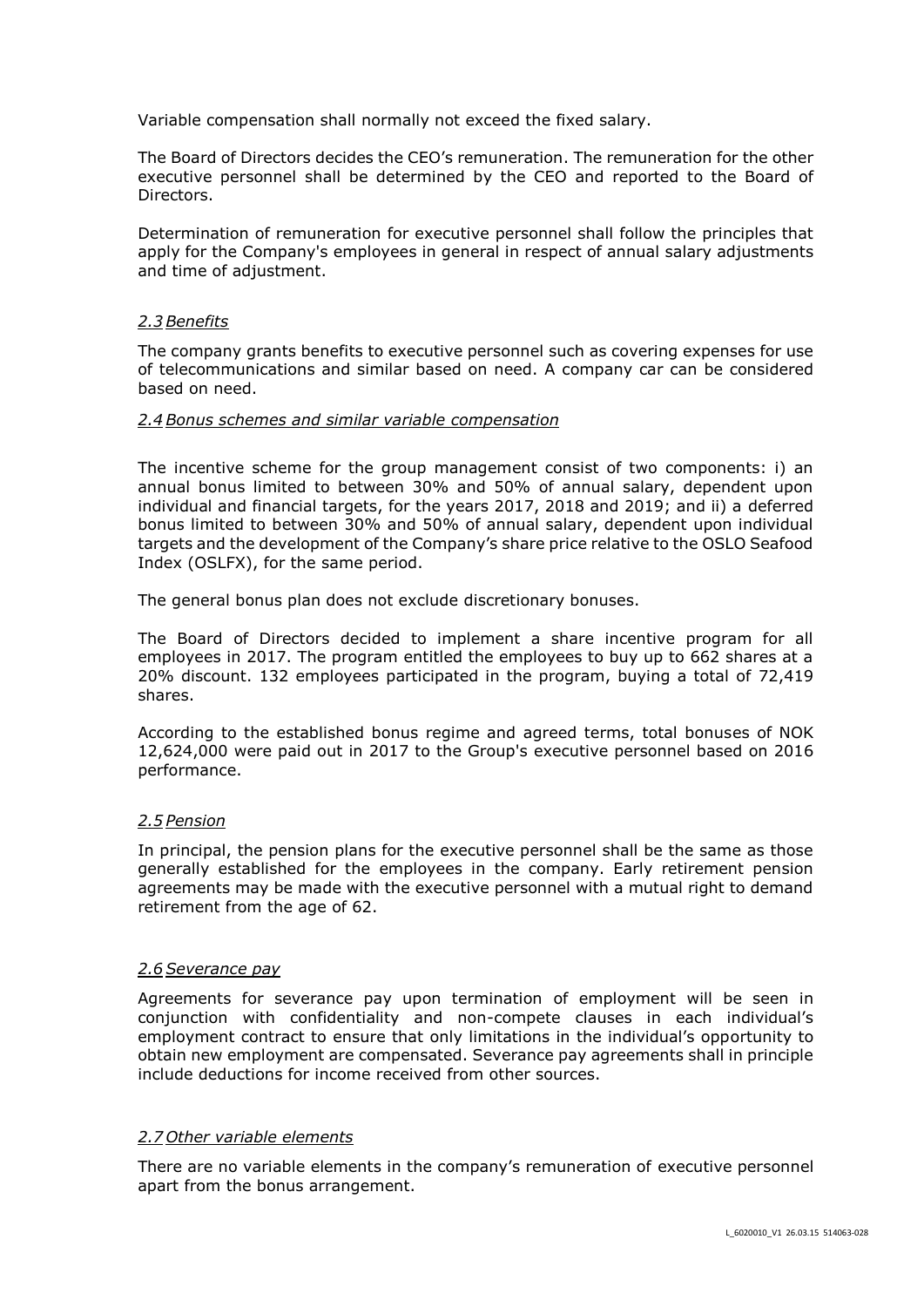Variable compensation shall normally not exceed the fixed salary.

The Board of Directors decides the CEO's remuneration. The remuneration for the other executive personnel shall be determined by the CEO and reported to the Board of Directors.

Determination of remuneration for executive personnel shall follow the principles that apply for the Company's employees in general in respect of annual salary adjustments and time of adjustment.

### *2.3 Benefits*

The company grants benefits to executive personnel such as covering expenses for use of telecommunications and similar based on need. A company car can be considered based on need.

### *2.4 Bonus schemes and similar variable compensation*

The incentive scheme for the group management consist of two components: i) an annual bonus limited to between 30% and 50% of annual salary, dependent upon individual and financial targets, for the years 2017, 2018 and 2019; and ii) a deferred bonus limited to between 30% and 50% of annual salary, dependent upon individual targets and the development of the Company's share price relative to the OSLO Seafood Index (OSLFX), for the same period.

The general bonus plan does not exclude discretionary bonuses.

The Board of Directors decided to implement a share incentive program for all employees in 2017. The program entitled the employees to buy up to 662 shares at a 20% discount. 132 employees participated in the program, buying a total of 72,419 shares.

According to the established bonus regime and agreed terms, total bonuses of NOK 12,624,000 were paid out in 2017 to the Group's executive personnel based on 2016 performance.

### *2.5 Pension*

In principal, the pension plans for the executive personnel shall be the same as those generally established for the employees in the company. Early retirement pension agreements may be made with the executive personnel with a mutual right to demand retirement from the age of 62.

### *2.6 Severance pay*

Agreements for severance pay upon termination of employment will be seen in conjunction with confidentiality and non-compete clauses in each individual's employment contract to ensure that only limitations in the individual's opportunity to obtain new employment are compensated. Severance pay agreements shall in principle include deductions for income received from other sources.

### *2.7 Other variable elements*

There are no variable elements in the company's remuneration of executive personnel apart from the bonus arrangement.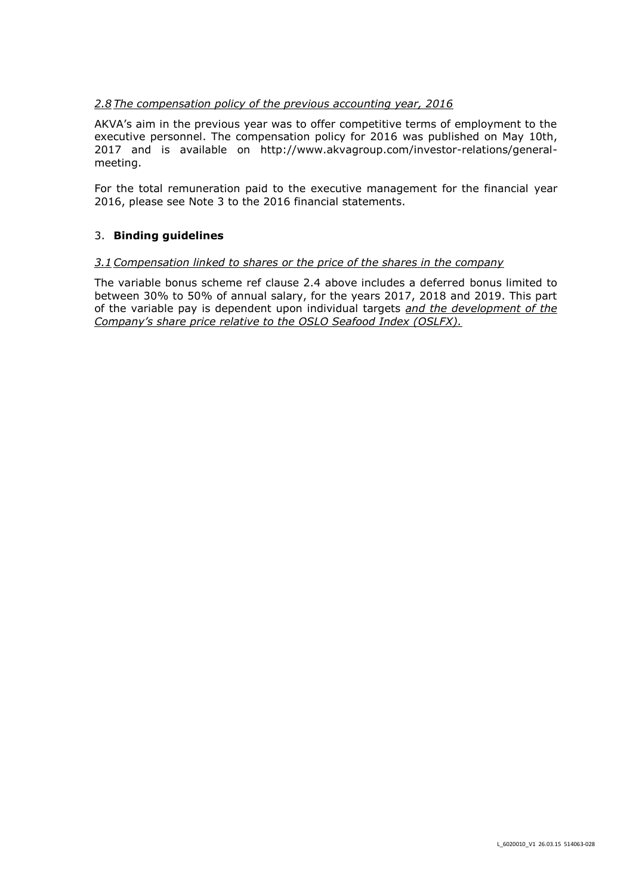*2.8 The compensation policy of the previous accounting year, 2016*

AKVA's aim in the previous year was to offer competitive terms of employment to the executive personnel. The compensation policy for 2016 was published on May 10th, 2017 and is available on http://www.akvagroup.com/investor-relations/general-meeting.

For the total remuneration paid to the executive management for the financial year 2016, please see Note 3 to the 2016 financial statements.

## 3. **Binding guidelines**

*3.1 Compensation linked to shares or the price of the shares in the company*

The variable bonus scheme ref clause 2.4 above includes a deferred bonus limited to between 30% to 50% of annual salary, for the years 2017, 2018 and 2019. This part of the variable pay is dependent upon individual targets *and the development of the Company's share price relative to the OSLO Seafood Index (OSLFX).*